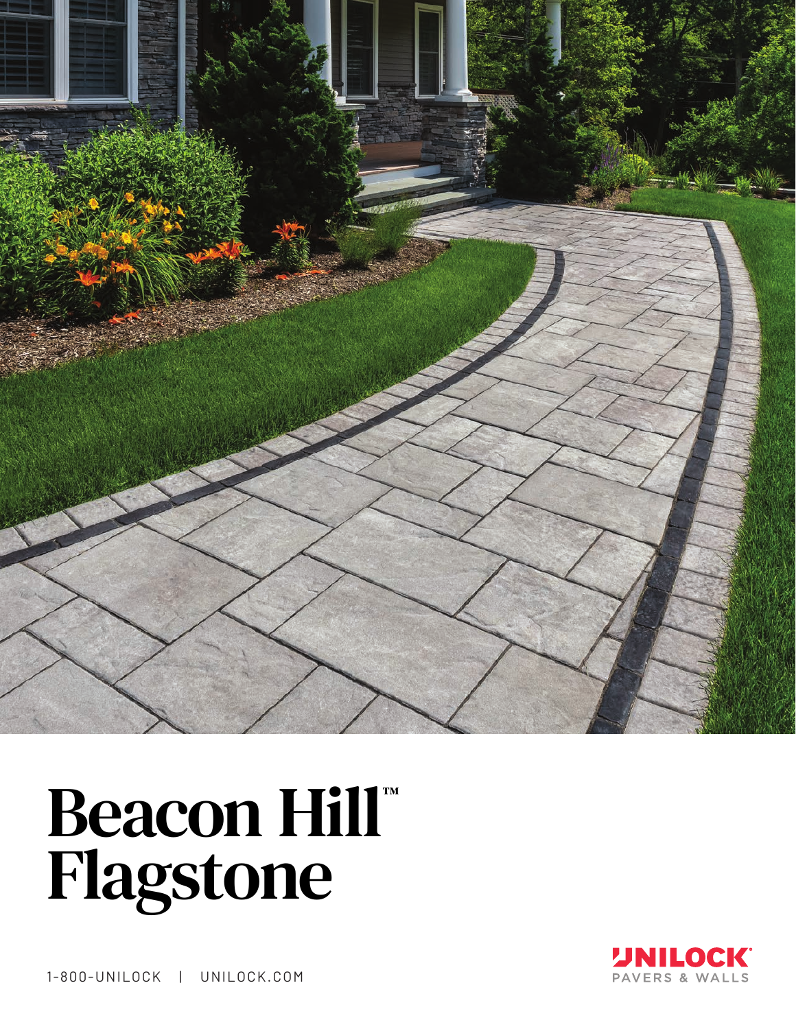# Beacon Hill™ Flagstone

1-800-UNILOCK | UNILOCK.COM

UNILOCK®
PAVERS & WALLS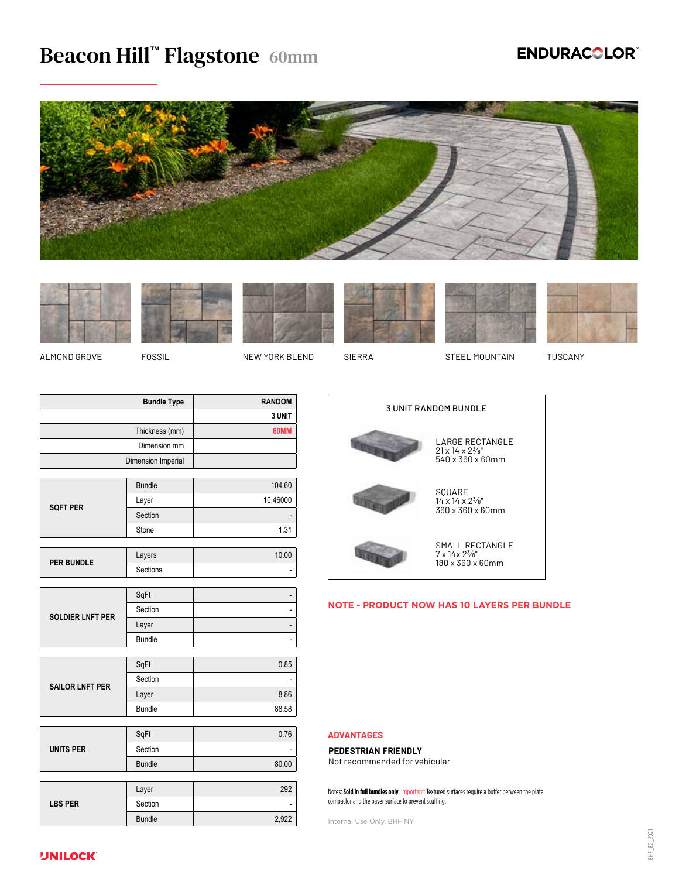# Beacon Hill™ Flagstone 60mm

ENDURACOLOR™

ALMOND GROVE | FOSSIL | NEW YORK BLEND | SIERRA | STEEL MOUNTAIN | TUSCANY

| | Bundle Type | RANDOM |
|---|---|---|
| | | 3 UNIT |
| | Thickness (mm) | 60MM |
| | Dimension mm | |
| | Dimension Imperial | |
| SQFT PER | Bundle | 104.60 |
| | Layer | 10.46000 |
| | Section | - |
| | Stone | 1.31 |
| PER BUNDLE | Layers | 10.00 |
| | Sections | - |
| SOLDIER LNFT PER | SqFt | - |
| | Section | - |
| | Layer | - |
| | Bundle | - |
| SAILOR LNFT PER | SqFt | 0.85 |
| | Section | - |
| | Layer | 8.86 |
| | Bundle | 88.58 |
| UNITS PER | SqFt | 0.76 |
| | Section | - |
| | Bundle | 80.00 |
| LBS PER | Layer | 292 |
| | Section | - |
| | Bundle | 2,922 |

### 3 UNIT RANDOM BUNDLE

LARGE RECTANGLE
21 x 14 x 2⅜"
540 x 360 x 60mm

SQUARE
14 x 14 x 2⅜"
360 x 360 x 60mm

SMALL RECTANGLE
7 x 14x 2⅜"
180 x 360 x 60mm

**NOTE - PRODUCT NOW HAS 10 LAYERS PER BUNDLE**

**ADVANTAGES**

**PEDESTRIAN FRIENDLY**
Not recommended for vehicular

Notes: **Sold in full bundles only**. Important: Textured surfaces require a buffer between the plate compactor and the paver surface to prevent scuffing.

Internal Use Only. BHF NY

UNILOCK

BHF_EC_2021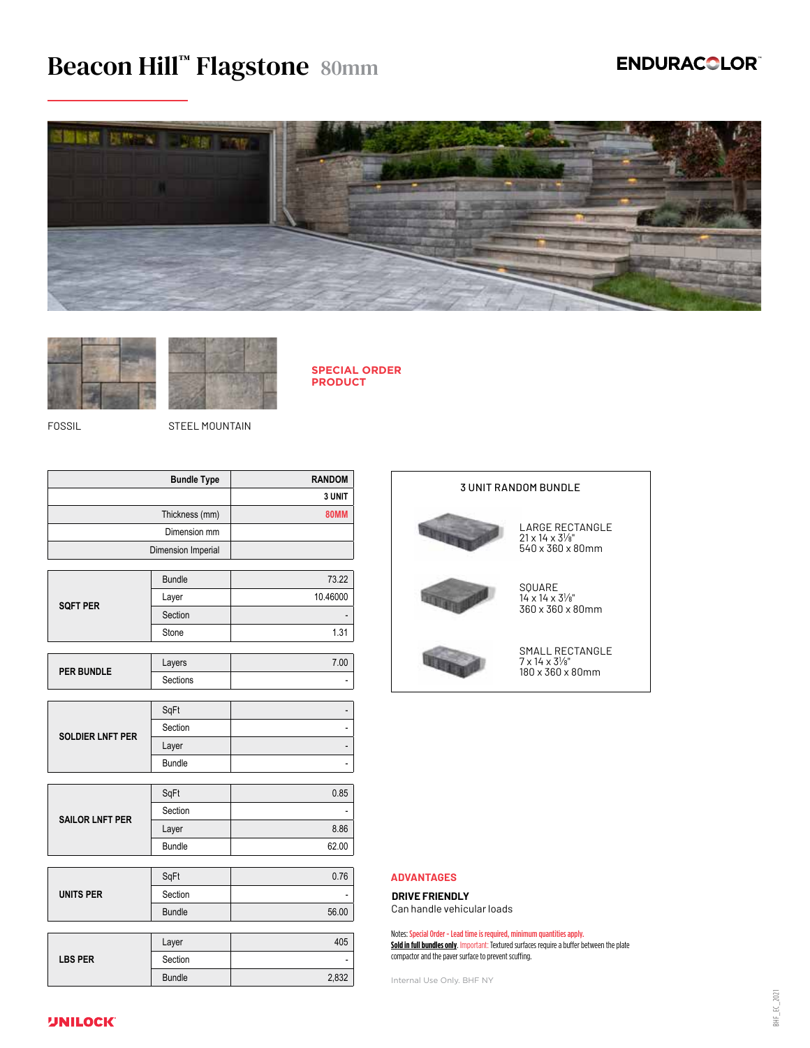# Beacon Hill™ Flagstone 80mm

ENDURACOLOR™

FOSSIL

STEEL MOUNTAIN

**SPECIAL ORDER PRODUCT**

| | | |
|---|---|---|
| | Bundle Type | RANDOM |
| | | 3 UNIT |
| | Thickness (mm) | 80MM |
| | Dimension mm | |
| | Dimension Imperial | |
| SQFT PER | Bundle | 73.22 |
| | Layer | 10.46000 |
| | Section | - |
| | Stone | 1.31 |
| PER BUNDLE | Layers | 7.00 |
| | Sections | - |
| SOLDIER LNFT PER | SqFt | - |
| | Section | - |
| | Layer | - |
| | Bundle | - |
| SAILOR LNFT PER | SqFt | 0.85 |
| | Section | - |
| | Layer | 8.86 |
| | Bundle | 62.00 |
| UNITS PER | SqFt | 0.76 |
| | Section | - |
| | Bundle | 56.00 |
| LBS PER | Layer | 405 |
| | Section | - |
| | Bundle | 2,832 |

**3 UNIT RANDOM BUNDLE**

LARGE RECTANGLE
21 x 14 x 3⅛"
540 x 360 x 80mm

SQUARE
14 x 14 x 3⅛"
360 x 360 x 80mm

SMALL RECTANGLE
7 x 14 x 3⅛"
180 x 360 x 80mm

## ADVANTAGES

**DRIVE FRIENDLY**
Can handle vehicular loads

Notes: Special Order - Lead time is required, minimum quantities apply.
**Sold in full bundles only**. Important: Textured surfaces require a buffer between the plate compactor and the paver surface to prevent scuffing.

Internal Use Only. BHF NY

UNILOCK®

BHF_EC_2021